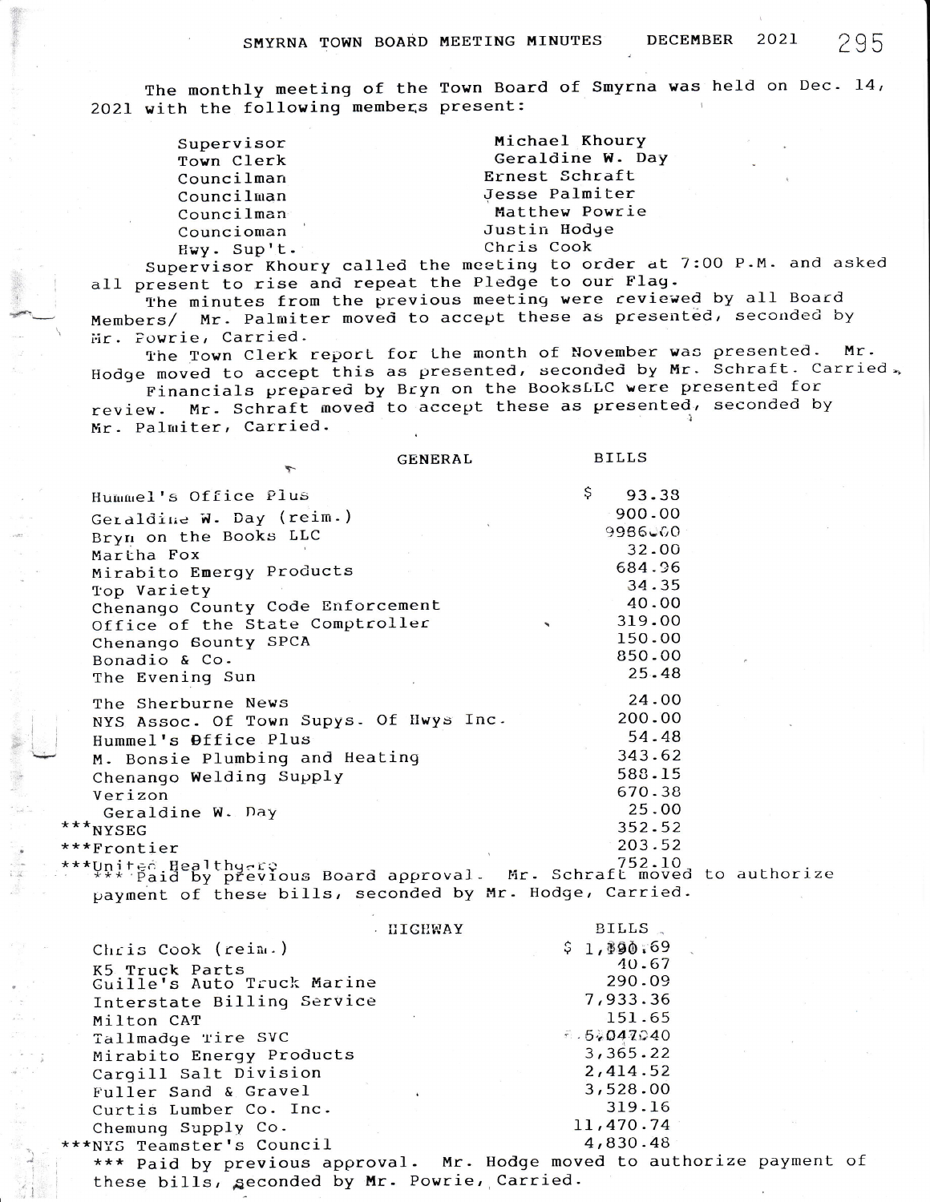# SMYRNA TOWN BOARD MEETING MINUTES DECEMBER 2021

The monthly meeting of the Town Board of Smyrna was held on Dec. 14, 2021 with the following members present:

| | |
|---|---|
| Supervisor | Michael Khoury |
| Town Clerk | Geraldine W. Day |
| Councilman | Ernest Schraft |
| Councilman | Jesse Palmiter |
| Councilman | Matthew Powrie |
| Councioman | Justin Hodge |
| Hwy. Sup't. | Chris Cook |

Supervisor Khoury called the meeting to order at 7:00 P.M. and asked all present to rise and repeat the Pledge to our Flag.

The minutes from the previous meeting were reviewed by all Board Members/ Mr. Palmiter moved to accept these as presented, seconded by Mr. Powrie, Carried.

The Town Clerk report for the month of November was presented. Mr. Hodge moved to accept this as presented, seconded by Mr. Schraft. Carried.

Financials prepared by Bryn on the BooksLLC were presented for review. Mr. Schraft moved to accept these as presented, seconded by Mr. Palmiter, Carried.

| GENERAL | BILLS |
|---|---|
| Hummel's Office Plus | $ 93.38 |
| Geraldine W. Day (reim.) | 900.00 |
| Bryn on the Books LLC | 9986.00 |
| Martha Fox | 32.00 |
| Mirabito Emergy Products | 684.96 |
| Top Variety | 34.35 |
| Chenango County Code Enforcement | 40.00 |
| Office of the State Comptroller | 319.00 |
| Chenango Sounty SPCA | 150.00 |
| Bonadio & Co. | 850.00 |
| The Evening Sun | 25.48 |
| The Sherburne News | 24.00 |
| NYS Assoc. Of Town Supys. Of Hwys Inc. | 200.00 |
| Hummel's Office Plus | 54.48 |
| M. Bonsie Plumbing and Heating | 343.62 |
| Chenango Welding Supply | 588.15 |
| Verizon | 670.38 |
| Geraldine W. Day | 25.00 |
| ***NYSEG | 352.52 |
| ***Frontier | 203.52 |
| ***United Healthcare | 752.10 |

*** Paid by previous Board approval. Mr. Schraft moved to authorize payment of these bills, seconded by Mr. Hodge, Carried.

| HIGHWAY | BILLS |
|---|---|
| Chris Cook (reim.) | $ 1,390.69 |
| K5 Truck Parts | 40.67 |
| Guille's Auto Truck Marine | 290.09 |
| Interstate Billing Service | 7,933.36 |
| Milton CAT | 151.65 |
| Tallmadge Tire SVC | 5,047.40 |
| Mirabito Energy Products | 3,365.22 |
| Cargill Salt Division | 2,414.52 |
| Fuller Sand & Gravel | 3,528.00 |
| Curtis Lumber Co. Inc. | 319.16 |
| Chemung Supply Co. | 11,470.74 |
| ***NYS Teamster's Council | 4,830.48 |

*** Paid by previous approval. Mr. Hodge moved to authorize payment of these bills, seconded by Mr. Powrie, Carried.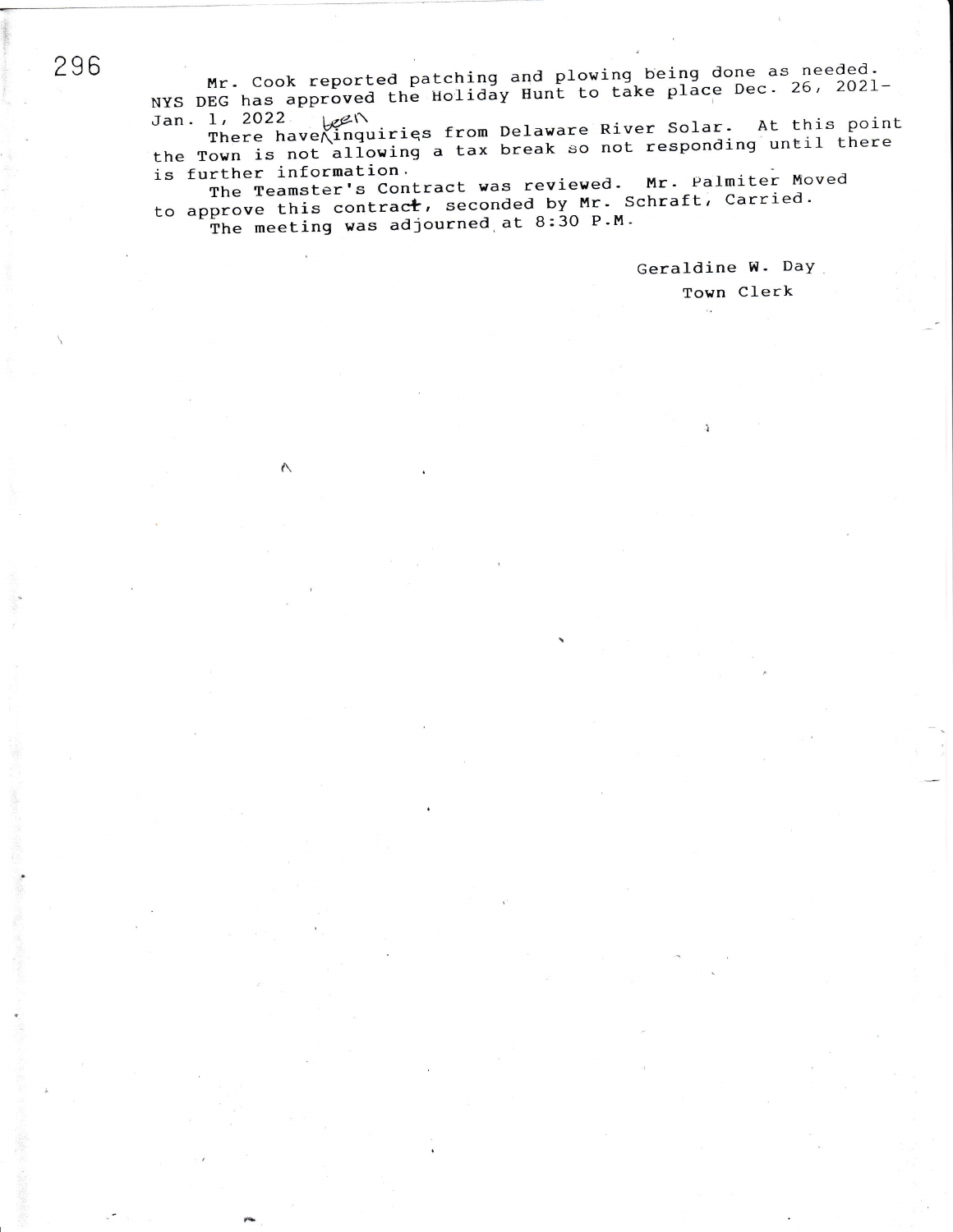Mr. Cook reported patching and plowing being done as needed. NYS DEG has approved the Holiday Hunt to take place Dec. 26, 2021-Jan. 1, 2022

There have been inquiries from Delaware River Solar. At this point the Town is not allowing a tax break so not responding until there is further information.

The Teamster's Contract was reviewed. Mr. Palmiter Moved to approve this contract, seconded by Mr. Schraft, Carried.

The meeting was adjourned at 8:30 P.M.

Geraldine W. Day
Town Clerk